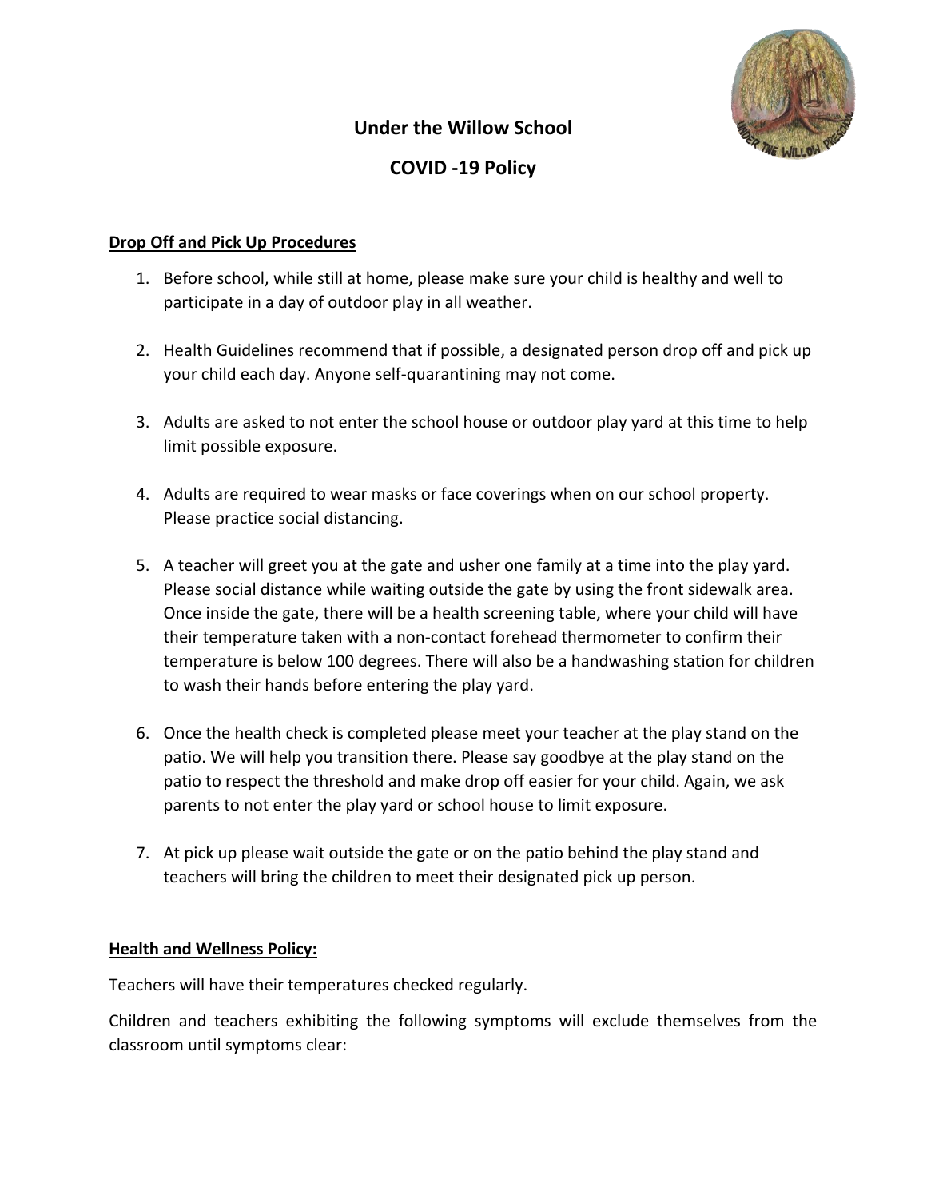# Under the Willow School

# COVID -19 Policy

**Drop Off and Pick Up Procedures**

1. Before school, while still at home, please make sure your child is healthy and well to participate in a day of outdoor play in all weather.

2. Health Guidelines recommend that if possible, a designated person drop off and pick up your child each day. Anyone self-quarantining may not come.

3. Adults are asked to not enter the school house or outdoor play yard at this time to help limit possible exposure.

4. Adults are required to wear masks or face coverings when on our school property. Please practice social distancing.

5. A teacher will greet you at the gate and usher one family at a time into the play yard. Please social distance while waiting outside the gate by using the front sidewalk area. Once inside the gate, there will be a health screening table, where your child will have their temperature taken with a non-contact forehead thermometer to confirm their temperature is below 100 degrees. There will also be a handwashing station for children to wash their hands before entering the play yard.

6. Once the health check is completed please meet your teacher at the play stand on the patio. We will help you transition there. Please say goodbye at the play stand on the patio to respect the threshold and make drop off easier for your child. Again, we ask parents to not enter the play yard or school house to limit exposure.

7. At pick up please wait outside the gate or on the patio behind the play stand and teachers will bring the children to meet their designated pick up person.

**Health and Wellness Policy:**

Teachers will have their temperatures checked regularly.

Children and teachers exhibiting the following symptoms will exclude themselves from the classroom until symptoms clear: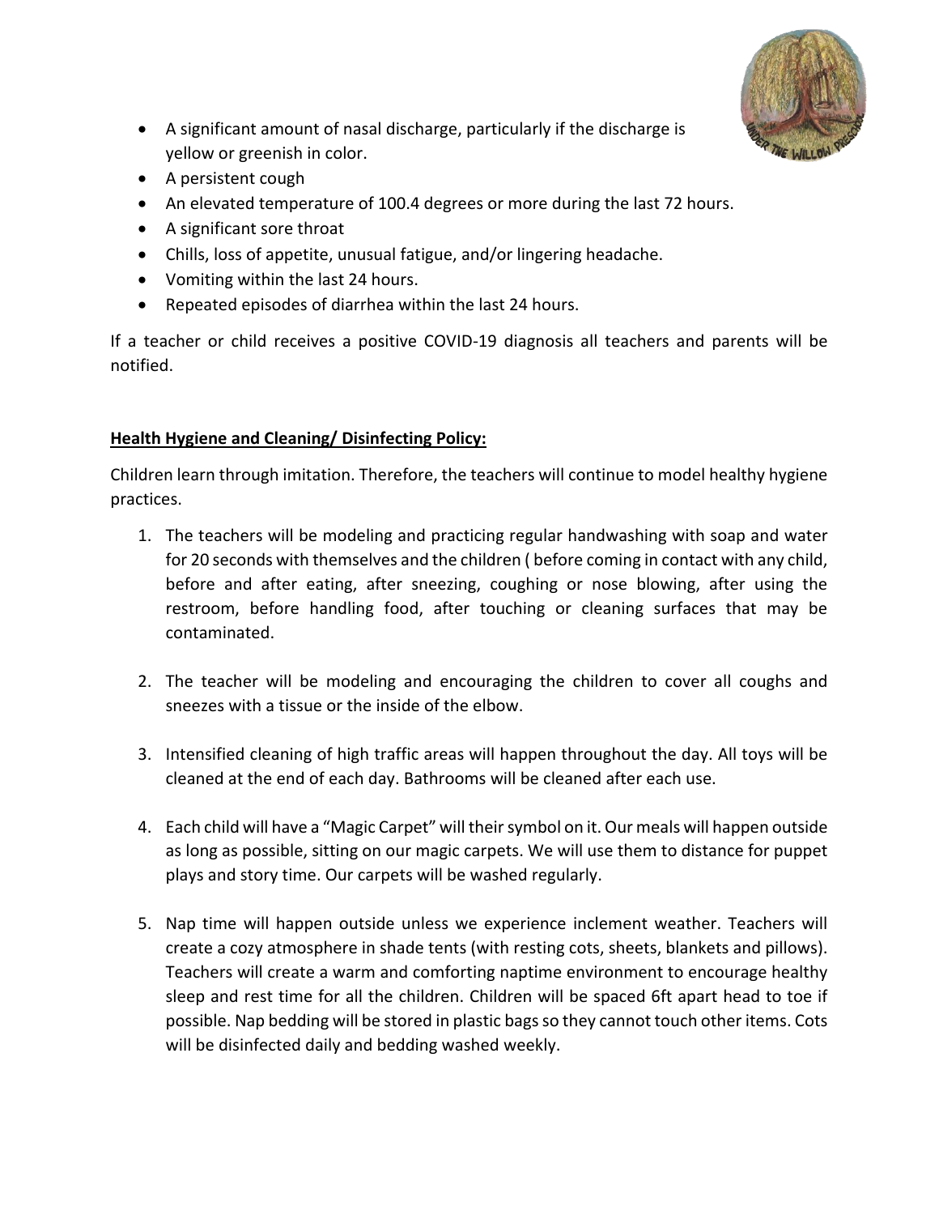- A significant amount of nasal discharge, particularly if the discharge is yellow or greenish in color.
- A persistent cough
- An elevated temperature of 100.4 degrees or more during the last 72 hours.
- A significant sore throat
- Chills, loss of appetite, unusual fatigue, and/or lingering headache.
- Vomiting within the last 24 hours.
- Repeated episodes of diarrhea within the last 24 hours.

If a teacher or child receives a positive COVID-19 diagnosis all teachers and parents will be notified.

**Health Hygiene and Cleaning/ Disinfecting Policy:**

Children learn through imitation. Therefore, the teachers will continue to model healthy hygiene practices.

1. The teachers will be modeling and practicing regular handwashing with soap and water for 20 seconds with themselves and the children ( before coming in contact with any child, before and after eating, after sneezing, coughing or nose blowing, after using the restroom, before handling food, after touching or cleaning surfaces that may be contaminated.

2. The teacher will be modeling and encouraging the children to cover all coughs and sneezes with a tissue or the inside of the elbow.

3. Intensified cleaning of high traffic areas will happen throughout the day. All toys will be cleaned at the end of each day. Bathrooms will be cleaned after each use.

4. Each child will have a "Magic Carpet" will their symbol on it. Our meals will happen outside as long as possible, sitting on our magic carpets. We will use them to distance for puppet plays and story time. Our carpets will be washed regularly.

5. Nap time will happen outside unless we experience inclement weather. Teachers will create a cozy atmosphere in shade tents (with resting cots, sheets, blankets and pillows). Teachers will create a warm and comforting naptime environment to encourage healthy sleep and rest time for all the children. Children will be spaced 6ft apart head to toe if possible. Nap bedding will be stored in plastic bags so they cannot touch other items. Cots will be disinfected daily and bedding washed weekly.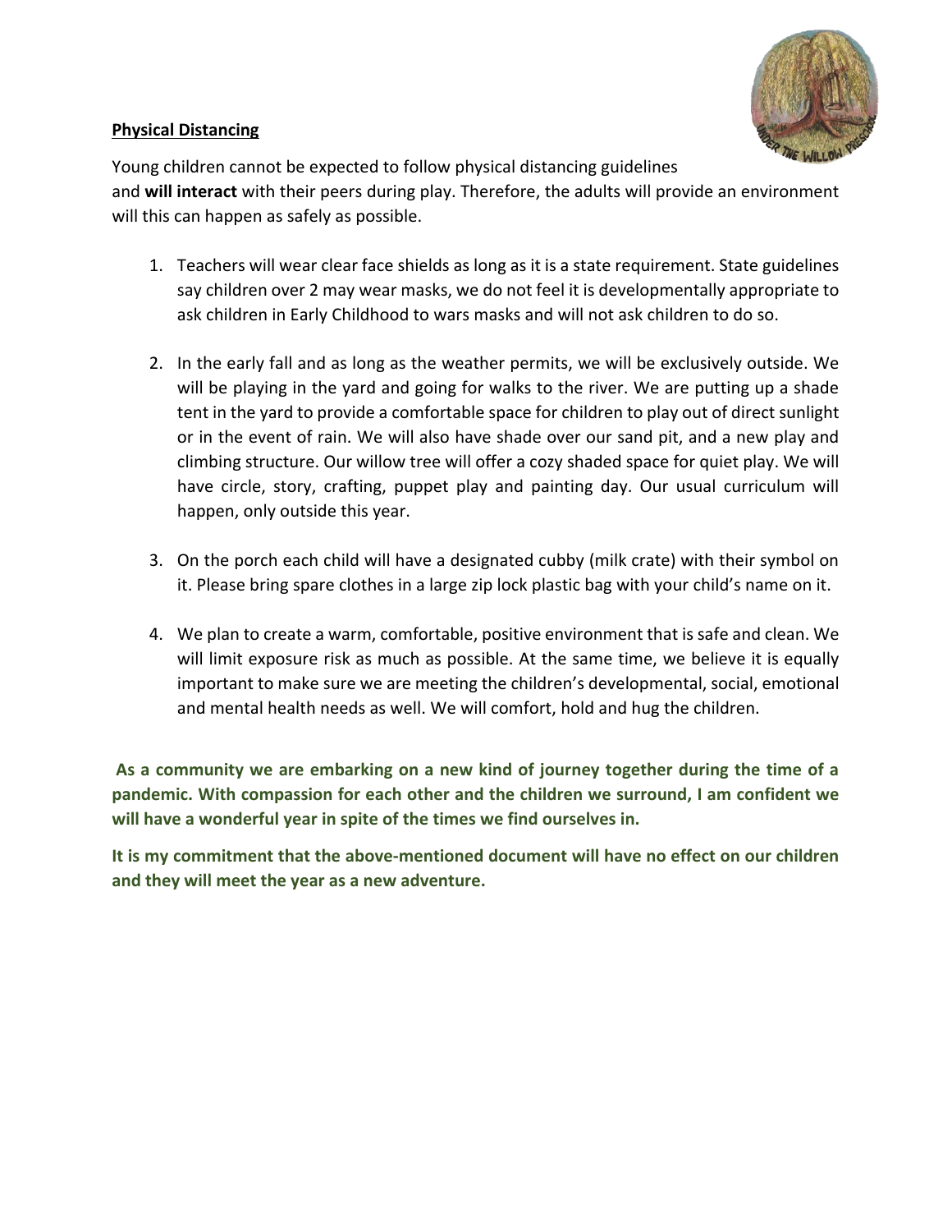**Physical Distancing**

Young children cannot be expected to follow physical distancing guidelines and **will interact** with their peers during play. Therefore, the adults will provide an environment will this can happen as safely as possible.

1. Teachers will wear clear face shields as long as it is a state requirement. State guidelines say children over 2 may wear masks, we do not feel it is developmentally appropriate to ask children in Early Childhood to wars masks and will not ask children to do so.

2. In the early fall and as long as the weather permits, we will be exclusively outside. We will be playing in the yard and going for walks to the river. We are putting up a shade tent in the yard to provide a comfortable space for children to play out of direct sunlight or in the event of rain. We will also have shade over our sand pit, and a new play and climbing structure. Our willow tree will offer a cozy shaded space for quiet play. We will have circle, story, crafting, puppet play and painting day. Our usual curriculum will happen, only outside this year.

3. On the porch each child will have a designated cubby (milk crate) with their symbol on it. Please bring spare clothes in a large zip lock plastic bag with your child's name on it.

4. We plan to create a warm, comfortable, positive environment that is safe and clean. We will limit exposure risk as much as possible. At the same time, we believe it is equally important to make sure we are meeting the children's developmental, social, emotional and mental health needs as well. We will comfort, hold and hug the children.

**As a community we are embarking on a new kind of journey together during the time of a pandemic. With compassion for each other and the children we surround, I am confident we will have a wonderful year in spite of the times we find ourselves in.**

**It is my commitment that the above-mentioned document will have no effect on our children and they will meet the year as a new adventure.**